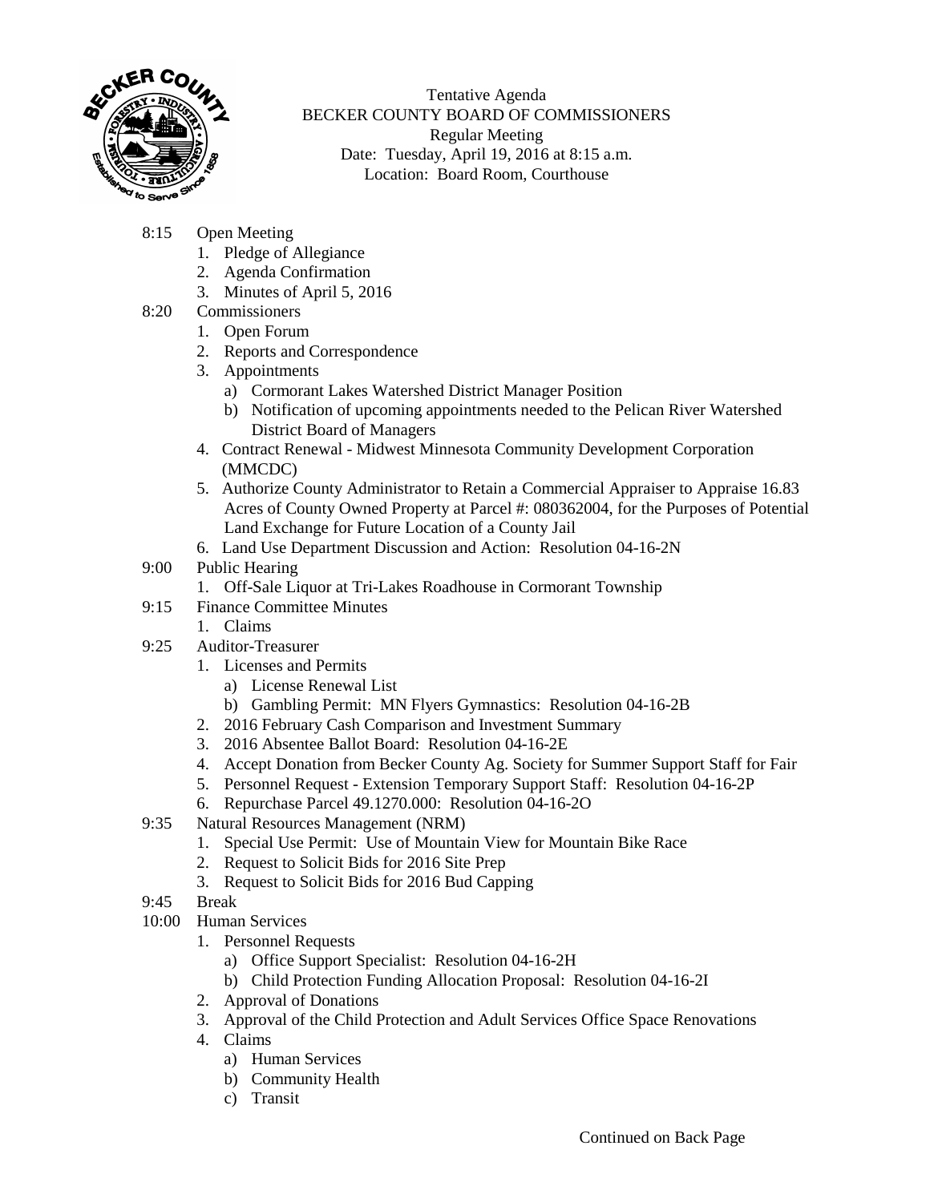Tentative Agenda
BECKER COUNTY BOARD OF COMMISSIONERS
Regular Meeting
Date: Tuesday, April 19, 2016 at 8:15 a.m.
Location: Board Room, Courthouse

8:15 Open Meeting
1. Pledge of Allegiance
2. Agenda Confirmation
3. Minutes of April 5, 2016

8:20 Commissioners
1. Open Forum
2. Reports and Correspondence
3. Appointments
   a) Cormorant Lakes Watershed District Manager Position
   b) Notification of upcoming appointments needed to the Pelican River Watershed District Board of Managers
4. Contract Renewal - Midwest Minnesota Community Development Corporation (MMCDC)
5. Authorize County Administrator to Retain a Commercial Appraiser to Appraise 16.83 Acres of County Owned Property at Parcel #: 080362004, for the Purposes of Potential Land Exchange for Future Location of a County Jail
6. Land Use Department Discussion and Action: Resolution 04-16-2N

9:00 Public Hearing
1. Off-Sale Liquor at Tri-Lakes Roadhouse in Cormorant Township

9:15 Finance Committee Minutes
1. Claims

9:25 Auditor-Treasurer
1. Licenses and Permits
   a) License Renewal List
   b) Gambling Permit: MN Flyers Gymnastics: Resolution 04-16-2B
2. 2016 February Cash Comparison and Investment Summary
3. 2016 Absentee Ballot Board: Resolution 04-16-2E
4. Accept Donation from Becker County Ag. Society for Summer Support Staff for Fair
5. Personnel Request - Extension Temporary Support Staff: Resolution 04-16-2P
6. Repurchase Parcel 49.1270.000: Resolution 04-16-2O

9:35 Natural Resources Management (NRM)
1. Special Use Permit: Use of Mountain View for Mountain Bike Race
2. Request to Solicit Bids for 2016 Site Prep
3. Request to Solicit Bids for 2016 Bud Capping

9:45 Break

10:00 Human Services
1. Personnel Requests
   a) Office Support Specialist: Resolution 04-16-2H
   b) Child Protection Funding Allocation Proposal: Resolution 04-16-2I
2. Approval of Donations
3. Approval of the Child Protection and Adult Services Office Space Renovations
4. Claims
   a) Human Services
   b) Community Health
   c) Transit

Continued on Back Page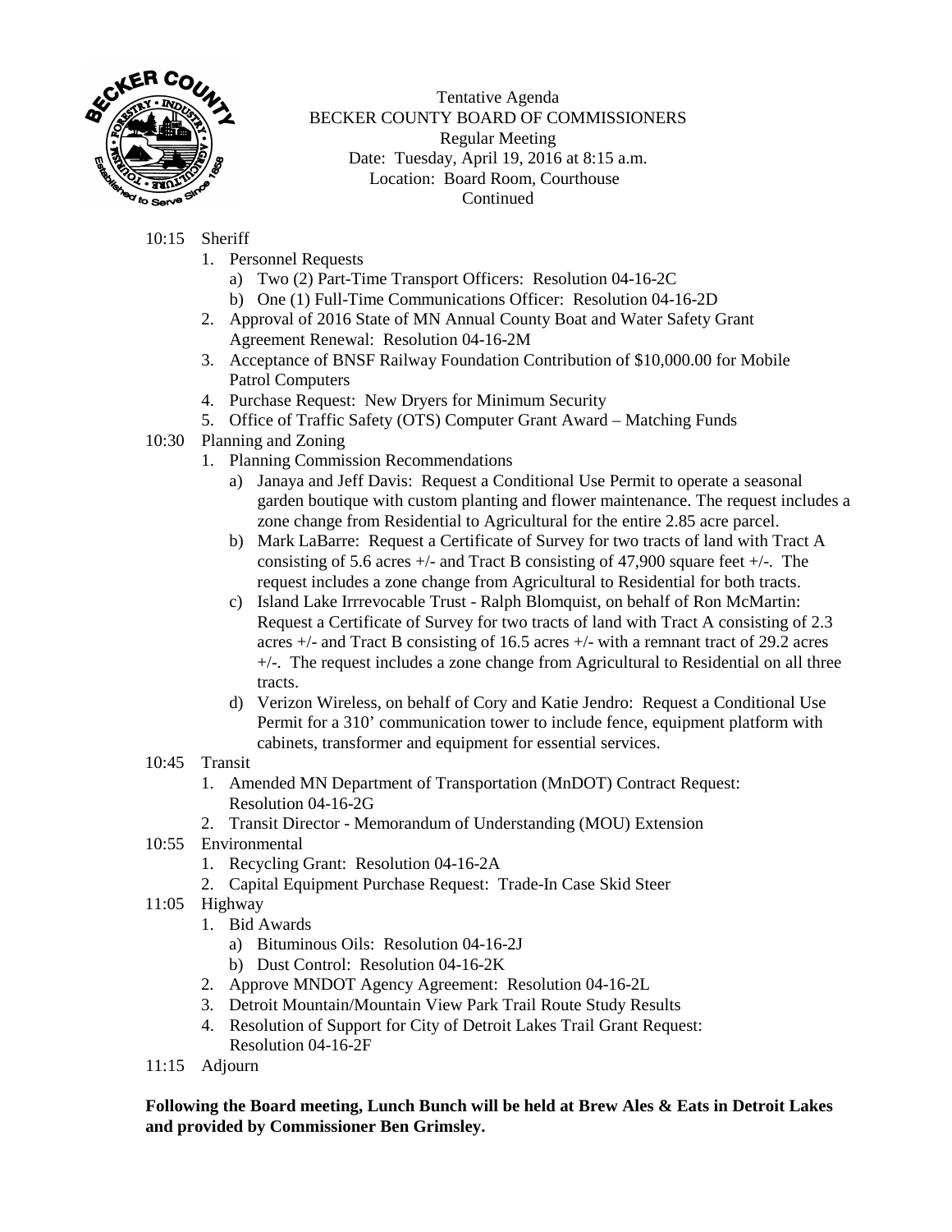Tentative Agenda
BECKER COUNTY BOARD OF COMMISSIONERS
Regular Meeting
Date: Tuesday, April 19, 2016 at 8:15 a.m.
Location: Board Room, Courthouse
Continued

10:15 Sheriff

1. Personnel Requests
   a) Two (2) Part-Time Transport Officers: Resolution 04-16-2C
   b) One (1) Full-Time Communications Officer: Resolution 04-16-2D
2. Approval of 2016 State of MN Annual County Boat and Water Safety Grant Agreement Renewal: Resolution 04-16-2M
3. Acceptance of BNSF Railway Foundation Contribution of $10,000.00 for Mobile Patrol Computers
4. Purchase Request: New Dryers for Minimum Security
5. Office of Traffic Safety (OTS) Computer Grant Award – Matching Funds

10:30 Planning and Zoning

1. Planning Commission Recommendations
   a) Janaya and Jeff Davis: Request a Conditional Use Permit to operate a seasonal garden boutique with custom planting and flower maintenance. The request includes a zone change from Residential to Agricultural for the entire 2.85 acre parcel.
   b) Mark LaBarre: Request a Certificate of Survey for two tracts of land with Tract A consisting of 5.6 acres +/- and Tract B consisting of 47,900 square feet +/-. The request includes a zone change from Agricultural to Residential for both tracts.
   c) Island Lake Irrrevocable Trust - Ralph Blomquist, on behalf of Ron McMartin: Request a Certificate of Survey for two tracts of land with Tract A consisting of 2.3 acres +/- and Tract B consisting of 16.5 acres +/- with a remnant tract of 29.2 acres +/-. The request includes a zone change from Agricultural to Residential on all three tracts.
   d) Verizon Wireless, on behalf of Cory and Katie Jendro: Request a Conditional Use Permit for a 310' communication tower to include fence, equipment platform with cabinets, transformer and equipment for essential services.

10:45 Transit

1. Amended MN Department of Transportation (MnDOT) Contract Request: Resolution 04-16-2G
2. Transit Director - Memorandum of Understanding (MOU) Extension

10:55 Environmental

1. Recycling Grant: Resolution 04-16-2A
2. Capital Equipment Purchase Request: Trade-In Case Skid Steer

11:05 Highway

1. Bid Awards
   a) Bituminous Oils: Resolution 04-16-2J
   b) Dust Control: Resolution 04-16-2K
2. Approve MNDOT Agency Agreement: Resolution 04-16-2L
3. Detroit Mountain/Mountain View Park Trail Route Study Results
4. Resolution of Support for City of Detroit Lakes Trail Grant Request: Resolution 04-16-2F

11:15 Adjourn

**Following the Board meeting, Lunch Bunch will be held at Brew Ales & Eats in Detroit Lakes and provided by Commissioner Ben Grimsley.**